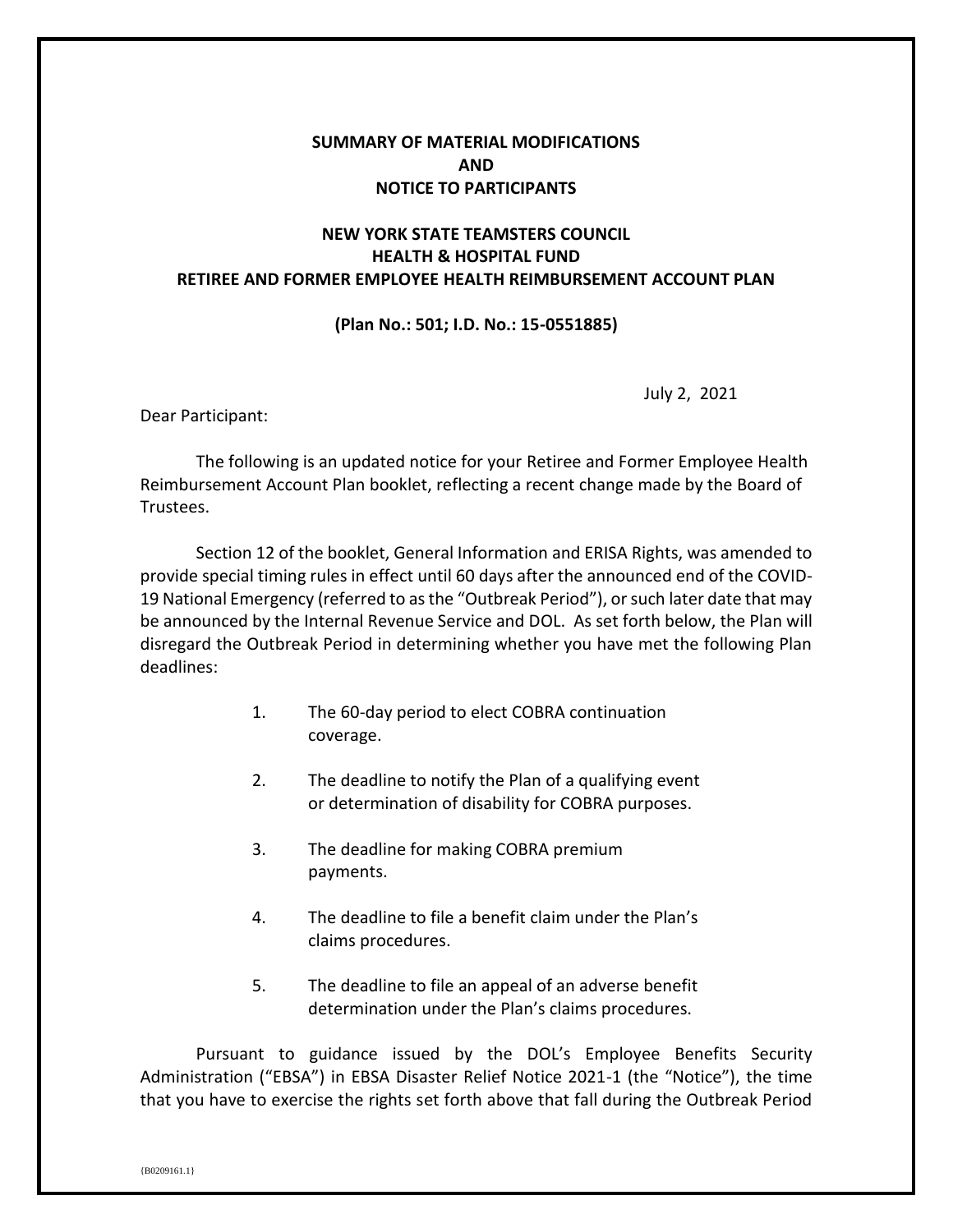# SUMMARY OF MATERIAL MODIFICATIONS
# AND
# NOTICE TO PARTICIPANTS

## NEW YORK STATE TEAMSTERS COUNCIL
## HEALTH & HOSPITAL FUND
## RETIREE AND FORMER EMPLOYEE HEALTH REIMBURSEMENT ACCOUNT PLAN

**(Plan No.: 501; I.D. No.: 15-0551885)**

July 2, 2021

Dear Participant:

The following is an updated notice for your Retiree and Former Employee Health Reimbursement Account Plan booklet, reflecting a recent change made by the Board of Trustees.

Section 12 of the booklet, General Information and ERISA Rights, was amended to provide special timing rules in effect until 60 days after the announced end of the COVID-19 National Emergency (referred to as the "Outbreak Period"), or such later date that may be announced by the Internal Revenue Service and DOL. As set forth below, the Plan will disregard the Outbreak Period in determining whether you have met the following Plan deadlines:

1. The 60-day period to elect COBRA continuation coverage.

2. The deadline to notify the Plan of a qualifying event or determination of disability for COBRA purposes.

3. The deadline for making COBRA premium payments.

4. The deadline to file a benefit claim under the Plan's claims procedures.

5. The deadline to file an appeal of an adverse benefit determination under the Plan's claims procedures.

Pursuant to guidance issued by the DOL's Employee Benefits Security Administration ("EBSA") in EBSA Disaster Relief Notice 2021-1 (the "Notice"), the time that you have to exercise the rights set forth above that fall during the Outbreak Period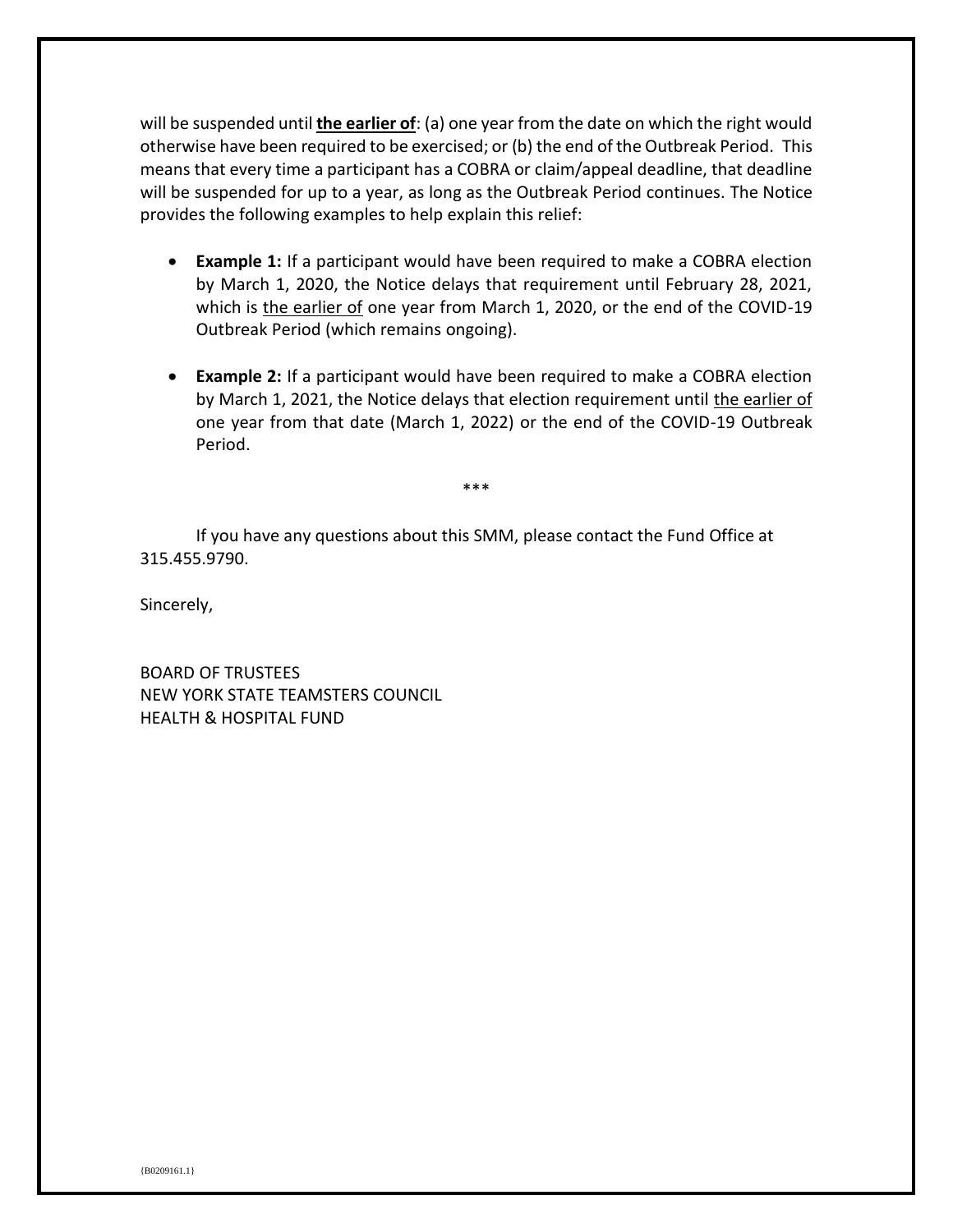will be suspended until **the earlier of**: (a) one year from the date on which the right would otherwise have been required to be exercised; or (b) the end of the Outbreak Period. This means that every time a participant has a COBRA or claim/appeal deadline, that deadline will be suspended for up to a year, as long as the Outbreak Period continues. The Notice provides the following examples to help explain this relief:

- **Example 1:** If a participant would have been required to make a COBRA election by March 1, 2020, the Notice delays that requirement until February 28, 2021, which is the earlier of one year from March 1, 2020, or the end of the COVID-19 Outbreak Period (which remains ongoing).

- **Example 2:** If a participant would have been required to make a COBRA election by March 1, 2021, the Notice delays that election requirement until the earlier of one year from that date (March 1, 2022) or the end of the COVID-19 Outbreak Period.

\*\*\*

If you have any questions about this SMM, please contact the Fund Office at 315.455.9790.

Sincerely,

BOARD OF TRUSTEES
NEW YORK STATE TEAMSTERS COUNCIL
HEALTH & HOSPITAL FUND